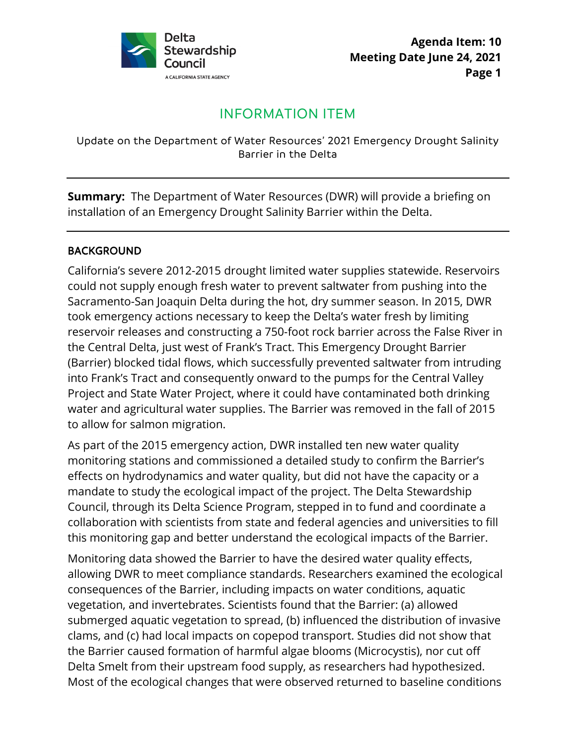**Agenda Item: 10**
**Meeting Date June 24, 2021**

# INFORMATION ITEM

Update on the Department of Water Resources' 2021 Emergency Drought Salinity Barrier in the Delta

---

**Summary:** The Department of Water Resources (DWR) will provide a briefing on installation of an Emergency Drought Salinity Barrier within the Delta.

---

## BACKGROUND

California's severe 2012-2015 drought limited water supplies statewide. Reservoirs could not supply enough fresh water to prevent saltwater from pushing into the Sacramento-San Joaquin Delta during the hot, dry summer season. In 2015, DWR took emergency actions necessary to keep the Delta's water fresh by limiting reservoir releases and constructing a 750-foot rock barrier across the False River in the Central Delta, just west of Frank's Tract. This Emergency Drought Barrier (Barrier) blocked tidal flows, which successfully prevented saltwater from intruding into Frank's Tract and consequently onward to the pumps for the Central Valley Project and State Water Project, where it could have contaminated both drinking water and agricultural water supplies. The Barrier was removed in the fall of 2015 to allow for salmon migration.

As part of the 2015 emergency action, DWR installed ten new water quality monitoring stations and commissioned a detailed study to confirm the Barrier's effects on hydrodynamics and water quality, but did not have the capacity or a mandate to study the ecological impact of the project. The Delta Stewardship Council, through its Delta Science Program, stepped in to fund and coordinate a collaboration with scientists from state and federal agencies and universities to fill this monitoring gap and better understand the ecological impacts of the Barrier.

Monitoring data showed the Barrier to have the desired water quality effects, allowing DWR to meet compliance standards. Researchers examined the ecological consequences of the Barrier, including impacts on water conditions, aquatic vegetation, and invertebrates. Scientists found that the Barrier: (a) allowed submerged aquatic vegetation to spread, (b) influenced the distribution of invasive clams, and (c) had local impacts on copepod transport. Studies did not show that the Barrier caused formation of harmful algae blooms (Microcystis), nor cut off Delta Smelt from their upstream food supply, as researchers had hypothesized. Most of the ecological changes that were observed returned to baseline conditions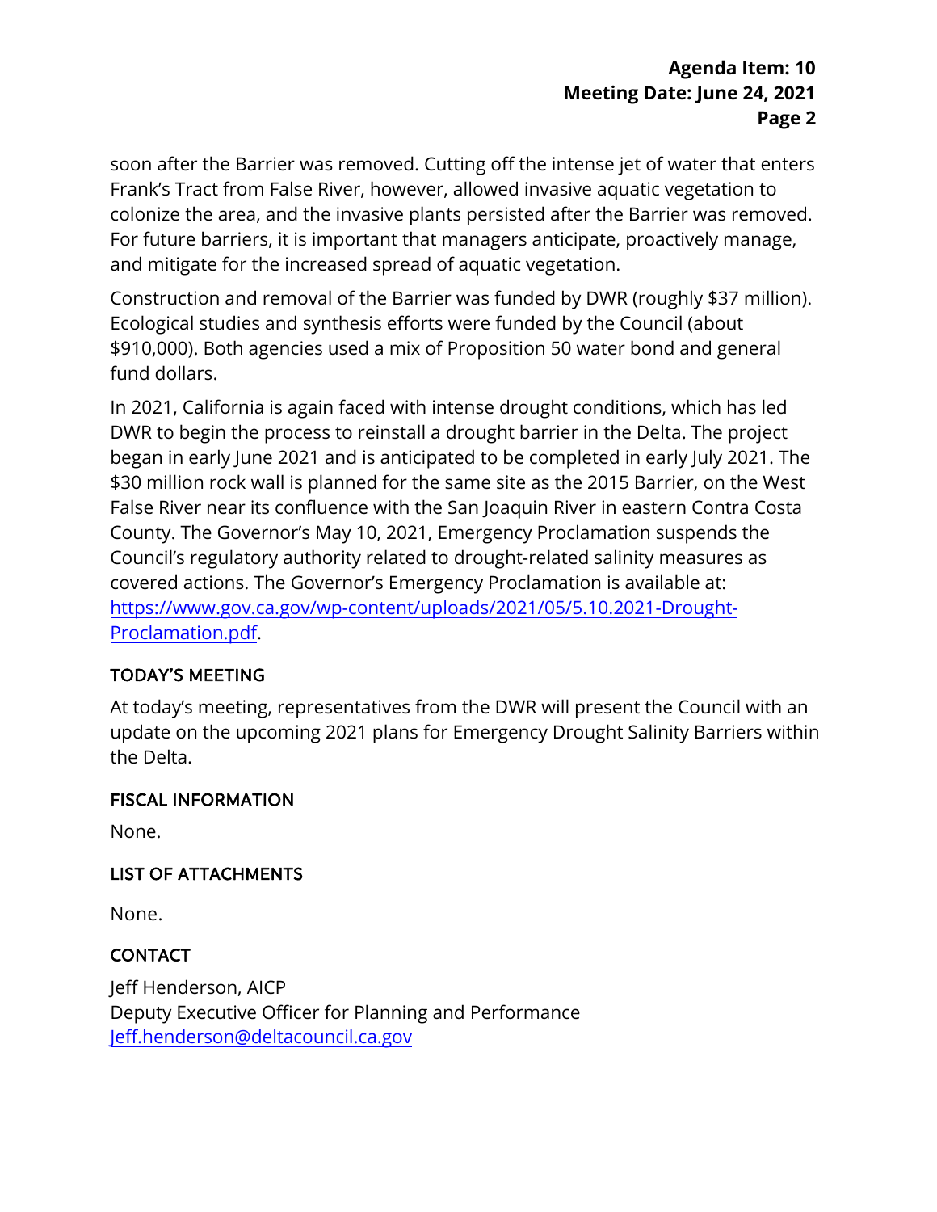soon after the Barrier was removed. Cutting off the intense jet of water that enters Frank's Tract from False River, however, allowed invasive aquatic vegetation to colonize the area, and the invasive plants persisted after the Barrier was removed. For future barriers, it is important that managers anticipate, proactively manage, and mitigate for the increased spread of aquatic vegetation.

Construction and removal of the Barrier was funded by DWR (roughly $37 million). Ecological studies and synthesis efforts were funded by the Council (about $910,000). Both agencies used a mix of Proposition 50 water bond and general fund dollars.

In 2021, California is again faced with intense drought conditions, which has led DWR to begin the process to reinstall a drought barrier in the Delta. The project began in early June 2021 and is anticipated to be completed in early July 2021. The $30 million rock wall is planned for the same site as the 2015 Barrier, on the West False River near its confluence with the San Joaquin River in eastern Contra Costa County. The Governor's May 10, 2021, Emergency Proclamation suspends the Council's regulatory authority related to drought-related salinity measures as covered actions. The Governor's Emergency Proclamation is available at: https://www.gov.ca.gov/wp-content/uploads/2021/05/5.10.2021-Drought-Proclamation.pdf.

## TODAY'S MEETING

At today's meeting, representatives from the DWR will present the Council with an update on the upcoming 2021 plans for Emergency Drought Salinity Barriers within the Delta.

## FISCAL INFORMATION

None.

## LIST OF ATTACHMENTS

None.

## CONTACT

Jeff Henderson, AICP
Deputy Executive Officer for Planning and Performance
Jeff.henderson@deltacouncil.ca.gov